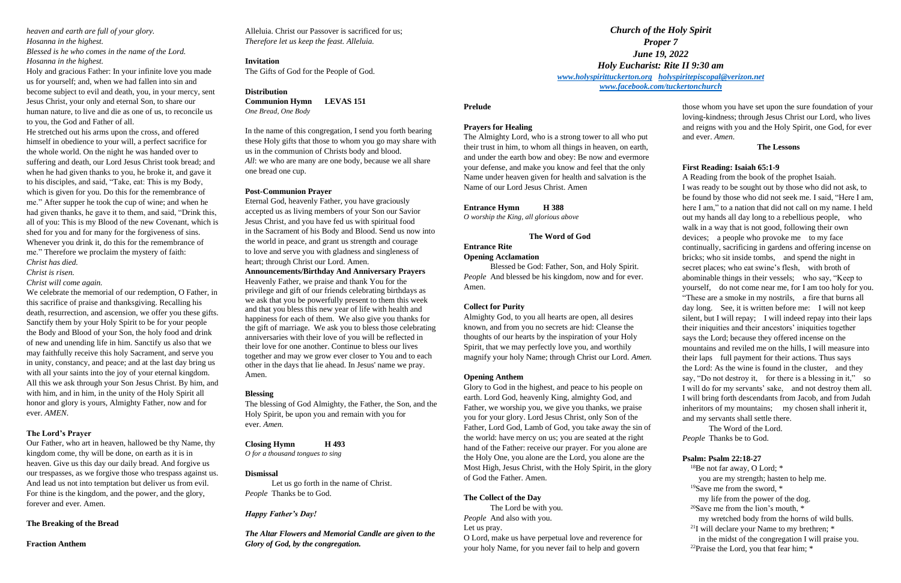*heaven and earth are full of your glory.*
*Hosanna in the highest.*
*Blessed is he who comes in the name of the Lord.*
*Hosanna in the highest.*

Holy and gracious Father: In your infinite love you made us for yourself; and, when we had fallen into sin and become subject to evil and death, you, in your mercy, sent Jesus Christ, your only and eternal Son, to share our human nature, to live and die as one of us, to reconcile us to you, the God and Father of all.

He stretched out his arms upon the cross, and offered himself in obedience to your will, a perfect sacrifice for the whole world. On the night he was handed over to suffering and death, our Lord Jesus Christ took bread; and when he had given thanks to you, he broke it, and gave it to his disciples, and said, "Take, eat: This is my Body, which is given for you. Do this for the remembrance of me." After supper he took the cup of wine; and when he had given thanks, he gave it to them, and said, "Drink this, all of you: This is my Blood of the new Covenant, which is shed for you and for many for the forgiveness of sins. Whenever you drink it, do this for the remembrance of me." Therefore we proclaim the mystery of faith:
*Christ has died.*
*Christ is risen.*
*Christ will come again.*

We celebrate the memorial of our redemption, O Father, in this sacrifice of praise and thanksgiving. Recalling his death, resurrection, and ascension, we offer you these gifts. Sanctify them by your Holy Spirit to be for your people the Body and Blood of your Son, the holy food and drink of new and unending life in him. Sanctify us also that we may faithfully receive this holy Sacrament, and serve you in unity, constancy, and peace; and at the last day bring us with all your saints into the joy of your eternal kingdom. All this we ask through your Son Jesus Christ. By him, and with him, and in him, in the unity of the Holy Spirit all honor and glory is yours, Almighty Father, now and for ever. *AMEN.*

**The Lord's Prayer**

Our Father, who art in heaven, hallowed be thy Name, thy kingdom come, thy will be done, on earth as it is in heaven. Give us this day our daily bread. And forgive us our trespasses, as we forgive those who trespass against us. And lead us not into temptation but deliver us from evil. For thine is the kingdom, and the power, and the glory, forever and ever. Amen.

**The Breaking of the Bread**

**Fraction Anthem**

Alleluia. Christ our Passover is sacrificed for us;
*Therefore let us keep the feast. Alleluia.*

**Invitation**

The Gifts of God for the People of God.

**Distribution**

**Communion Hymn LEVAS 151**
*One Bread, One Body*

In the name of this congregation, I send you forth bearing these Holy gifts that those to whom you go may share with us in the communion of Christs body and blood.
*All*: we who are many are one body, because we all share one bread one cup.

**Post-Communion Prayer**

Eternal God, heavenly Father, you have graciously accepted us as living members of your Son our Savior Jesus Christ, and you have fed us with spiritual food in the Sacrament of his Body and Blood. Send us now into the world in peace, and grant us strength and courage to love and serve you with gladness and singleness of heart; through Christ our Lord. Amen.

**Announcements/Birthday And Anniversary Prayers**

Heavenly Father, we praise and thank You for the privilege and gift of our friends celebrating birthdays as we ask that you be powerfully present to them this week and that you bless this new year of life with health and happiness for each of them. We also give you thanks for the gift of marriage. We ask you to bless those celebrating anniversaries with their love of you will be reflected in their love for one another. Continue to bless our lives together and may we grow ever closer to You and to each other in the days that lie ahead. In Jesus' name we pray. Amen.

**Blessing**

The blessing of God Almighty, the Father, the Son, and the Holy Spirit, be upon you and remain with you for ever. *Amen.*

**Closing Hymn H 493**
*O for a thousand tongues to sing*

**Dismissal**

Let us go forth in the name of Christ.
*People* Thanks be to God.

***Happy Father's Day!***

***The Altar Flowers and Memorial Candle are given to the Glory of God, by the congregation.***

# *Church of the Holy Spirit*
## *Proper 7*
## *June 19, 2022*
## *Holy Eucharist: Rite II 9:30 am*

*www.holyspirittuckerton.org holyspiritepiscopal@verizon.net*
*www.facebook.com/tuckertonchurch*

**Prelude**

**Prayers for Healing**

The Almighty Lord, who is a strong tower to all who put their trust in him, to whom all things in heaven, on earth, and under the earth bow and obey: Be now and evermore your defense, and make you know and feel that the only Name under heaven given for health and salvation is the Name of our Lord Jesus Christ. Amen

**Entrance Hymn H 388**
*O worship the King, all glorious above*

**The Word of God**

**Entrance Rite**

**Opening Acclamation**

Blessed be God: Father, Son, and Holy Spirit.
*People* And blessed be his kingdom, now and for ever. Amen.

**Collect for Purity**

Almighty God, to you all hearts are open, all desires known, and from you no secrets are hid: Cleanse the thoughts of our hearts by the inspiration of your Holy Spirit, that we may perfectly love you, and worthily magnify your holy Name; through Christ our Lord. *Amen.*

**Opening Anthem**

Glory to God in the highest, and peace to his people on earth. Lord God, heavenly King, almighty God, and Father, we worship you, we give you thanks, we praise you for your glory. Lord Jesus Christ, only Son of the Father, Lord God, Lamb of God, you take away the sin of the world: have mercy on us; you are seated at the right hand of the Father: receive our prayer. For you alone are the Holy One, you alone are the Lord, you alone are the Most High, Jesus Christ, with the Holy Spirit, in the glory of God the Father. Amen.

**The Collect of the Day**

The Lord be with you.
*People* And also with you.
Let us pray.

O Lord, make us have perpetual love and reverence for your holy Name, for you never fail to help and govern those whom you have set upon the sure foundation of your loving-kindness; through Jesus Christ our Lord, who lives and reigns with you and the Holy Spirit, one God, for ever and ever. *Amen.*

**The Lessons**

**First Reading: Isaiah 65:1-9**

A Reading from the book of the prophet Isaiah.

I was ready to be sought out by those who did not ask, to be found by those who did not seek me. I said, "Here I am, here I am," to a nation that did not call on my name. I held out my hands all day long to a rebellious people, who walk in a way that is not good, following their own devices; a people who provoke me to my face continually, sacrificing in gardens and offering incense on bricks; who sit inside tombs, and spend the night in secret places; who eat swine's flesh, with broth of abominable things in their vessels; who say, "Keep to yourself, do not come near me, for I am too holy for you. "These are a smoke in my nostrils, a fire that burns all day long. See, it is written before me: I will not keep silent, but I will repay; I will indeed repay into their laps their iniquities and their ancestors' iniquities together says the Lord; because they offered incense on the mountains and reviled me on the hills, I will measure into their laps full payment for their actions. Thus says the Lord: As the wine is found in the cluster, and they say, "Do not destroy it, for there is a blessing in it," so I will do for my servants' sake, and not destroy them all. I will bring forth descendants from Jacob, and from Judah inheritors of my mountains; my chosen shall inherit it, and my servants shall settle there.

The Word of the Lord.
*People* Thanks be to God.

**Psalm: Psalm 22:18-27**

[18]Be not far away, O Lord; *
  you are my strength; hasten to help me.
[19]Save me from the sword, *
  my life from the power of the dog.
[20]Save me from the lion's mouth, *
  my wretched body from the horns of wild bulls.
[21]I will declare your Name to my brethren; *
  in the midst of the congregation I will praise you.
[22]Praise the Lord, you that fear him; *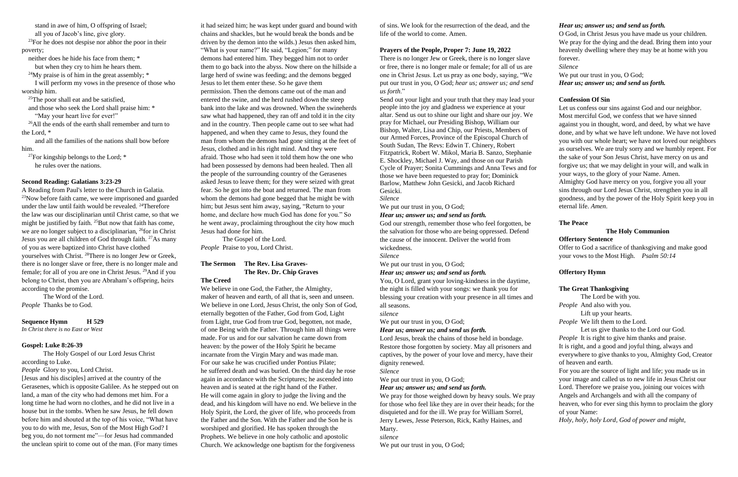stand in awe of him, O offspring of Israel;

all you of Jacob's line, give glory.

[23]For he does not despise nor abhor the poor in their poverty;

neither does he hide his face from them; *

but when they cry to him he hears them.

[24]My praise is of him in the great assembly; *

I will perform my vows in the presence of those who worship him.

[25]The poor shall eat and be satisfied,

and those who seek the Lord shall praise him: *

"May your heart live for ever!"

[26]All the ends of the earth shall remember and turn to the Lord, *

and all the families of the nations shall bow before him.

[27]For kingship belongs to the Lord; *

he rules over the nations.

**Second Reading: Galatians 3:23-29**

A Reading from Paul's letter to the Church in Galatia. [23]Now before faith came, we were imprisoned and guarded under the law until faith would be revealed. [24]Therefore the law was our disciplinarian until Christ came, so that we might be justified by faith. [25]But now that faith has come, we are no longer subject to a disciplinarian, [26]for in Christ Jesus you are all children of God through faith. [27]As many of you as were baptized into Christ have clothed yourselves with Christ. [28]There is no longer Jew or Greek, there is no longer slave or free, there is no longer male and female; for all of you are one in Christ Jesus. [29]And if you belong to Christ, then you are Abraham's offspring, heirs according to the promise.

The Word of the Lord.

*People* Thanks be to God.

**Sequence Hymn H 529**

*In Christ there is no East or West*

**Gospel: Luke 8:26-39**

The Holy Gospel of our Lord Jesus Christ according to Luke.

*People* Glory to you, Lord Christ.

[Jesus and his disciples] arrived at the country of the Gerasenes, which is opposite Galilee. As he stepped out on land, a man of the city who had demons met him. For a long time he had worn no clothes, and he did not live in a house but in the tombs. When he saw Jesus, he fell down before him and shouted at the top of his voice, "What have you to do with me, Jesus, Son of the Most High God? I beg you, do not torment me"—for Jesus had commanded the unclean spirit to come out of the man. (For many times it had seized him; he was kept under guard and bound with chains and shackles, but he would break the bonds and be driven by the demon into the wilds.) Jesus then asked him, "What is your name?" He said, "Legion;" for many demons had entered him. They begged him not to order them to go back into the abyss. Now there on the hillside a large herd of swine was feeding; and the demons begged Jesus to let them enter these. So he gave them permission. Then the demons came out of the man and entered the swine, and the herd rushed down the steep bank into the lake and was drowned. When the swineherds saw what had happened, they ran off and told it in the city and in the country. Then people came out to see what had happened, and when they came to Jesus, they found the man from whom the demons had gone sitting at the feet of Jesus, clothed and in his right mind. And they were afraid. Those who had seen it told them how the one who had been possessed by demons had been healed. Then all the people of the surrounding country of the Gerasenes asked Jesus to leave them; for they were seized with great fear. So he got into the boat and returned. The man from whom the demons had gone begged that he might be with him; but Jesus sent him away, saying, "Return to your home, and declare how much God has done for you." So he went away, proclaiming throughout the city how much Jesus had done for him.

The Gospel of the Lord.

*People* Praise to you, Lord Christ.

**The Sermon The Rev. Lisa Graves-**
**The Rev. Dr. Chip Graves**

**The Creed**

We believe in one God, the Father, the Almighty, maker of heaven and earth, of all that is, seen and unseen. We believe in one Lord, Jesus Christ, the only Son of God, eternally begotten of the Father, God from God, Light from Light, true God from true God, begotten, not made, of one Being with the Father. Through him all things were made. For us and for our salvation he came down from heaven: by the power of the Holy Spirit he became incarnate from the Virgin Mary and was made man. For our sake he was crucified under Pontius Pilate; he suffered death and was buried. On the third day he rose again in accordance with the Scriptures; he ascended into heaven and is seated at the right hand of the Father. He will come again in glory to judge the living and the dead, and his kingdom will have no end. We believe in the Holy Spirit, the Lord, the giver of life, who proceeds from the Father and the Son. With the Father and the Son he is worshiped and glorified. He has spoken through the Prophets. We believe in one holy catholic and apostolic Church. We acknowledge one baptism for the forgiveness of sins. We look for the resurrection of the dead, and the life of the world to come. Amen.

**Prayers of the People, Proper 7: June 19, 2022**

There is no longer Jew or Greek, there is no longer slave or free, there is no longer male or female; for all of us are one in Christ Jesus. Let us pray as one body, saying, "We put our trust in you, O God; *hear us; answer us; and send us forth*."

Send out your light and your truth that they may lead your people into the joy and gladness we experience at your altar. Send us out to shine our light and share our joy. We pray for Michael, our Presiding Bishop, William our Bishop, Walter, Lisa and Chip, our Priests, Members of our Armed Forces, Province of the Episcopal Church of South Sudan, The Revs: Edwin T. Chinery, Robert Fitzpatrick, Robert W. Mikol, Maria B. Sanzo, Stephanie E. Shockley, Michael J. Way, and those on our Parish Cycle of Prayer; Sonita Cummings and Anna Tews and for those we have been requested to pray for; Dominick Barlow, Matthew John Gesicki, and Jacob Richard Gesicki.

*Silence*

We put our trust in you, O God;

***Hear us; answer us; and send us forth.***

God our strength, remember those who feel forgotten, be the salvation for those who are being oppressed. Defend the cause of the innocent. Deliver the world from wickedness.

*Silence*

We put our trust in you, O God;

***Hear us; answer us; and send us forth.***

You, O Lord, grant your loving-kindness in the daytime, the night is filled with your songs: we thank you for blessing your creation with your presence in all times and all seasons.

*silence*

We put our trust in you, O God;

***Hear us; answer us; and send us forth.***

Lord Jesus, break the chains of those held in bondage. Restore those forgotten by society. May all prisoners and captives, by the power of your love and mercy, have their dignity renewed.

*Silence*

We put our trust in you, O God;

***Hear us; answer us; and send us forth.***

We pray for those weighed down by heavy souls. We pray for those who feel like they are in over their heads; for the disquieted and for the ill. We pray for William Sorrel, Jerry Lewes, Jesse Peterson, Rick, Kathy Haines, and Marty.

*silence*

We put our trust in you, O God;

***Hear us; answer us; and send us forth.***

O God, in Christ Jesus you have made us your children. We pray for the dying and the dead. Bring them into your heavenly dwelling where they may be at home with you forever.

*Silence*

We put our trust in you, O God;

***Hear us; answer us; and send us forth.***

**Confession Of Sin**

Let us confess our sins against God and our neighbor. Most merciful God, we confess that we have sinned against you in thought, word, and deed, by what we have done, and by what we have left undone. We have not loved you with our whole heart; we have not loved our neighbors as ourselves. We are truly sorry and we humbly repent. For the sake of your Son Jesus Christ, have mercy on us and forgive us; that we may delight in your will, and walk in your ways, to the glory of your Name. Amen.

Almighty God have mercy on you, forgive you all your sins through our Lord Jesus Christ, strengthen you in all goodness, and by the power of the Holy Spirit keep you in eternal life. *Amen*.

**The Peace**

**The Holy Communion**

**Offertory Sentence**

Offer to God a sacrifice of thanksgiving and make good your vows to the Most High. *Psalm 50:14*

**Offertory Hymn**

**The Great Thanksgiving**

The Lord be with you.

*People* And also with you.

Lift up your hearts.

*People* We lift them to the Lord.

Let us give thanks to the Lord our God.

*People* It is right to give him thanks and praise.

It is right, and a good and joyful thing, always and everywhere to give thanks to you, Almighty God, Creator of heaven and earth.

For you are the source of light and life; you made us in your image and called us to new life in Jesus Christ our Lord. Therefore we praise you, joining our voices with Angels and Archangels and with all the company of heaven, who for ever sing this hymn to proclaim the glory of your Name:

*Holy, holy, holy Lord, God of power and might,*